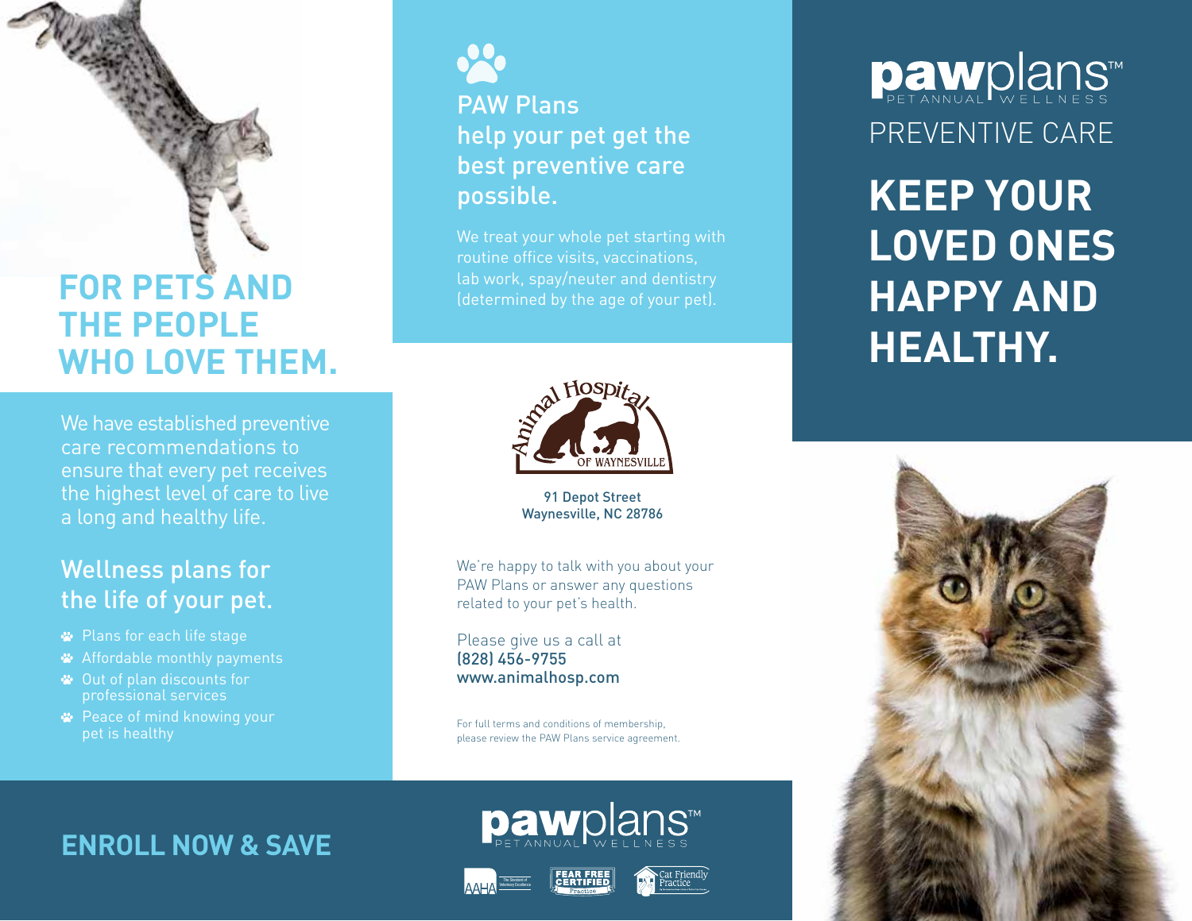# FOR PETS AND THE PEOPLE WHO LOVE THEM.

We have established preventive care recommendations to ensure that every pet receives the highest level of care to live a long and healthy life.

## Wellness plans for the life of your pet.

- Plans for each life stage
- Affordable monthly payments
- Out of plan discounts for professional services
- Peace of mind knowing your pet is healthy

**ENROLL NOW & SAVE**

## PAW Plans help your pet get the best preventive care possible.

We treat your whole pet starting with routine office visits, vaccinations, lab work, spay/neuter and dentistry (determined by the age of your pet).

Animal Hospital OF WAYNESVILLE

91 Depot Street
Waynesville, NC 28786

We're happy to talk with you about your PAW Plans or answer any questions related to your pet's health.

Please give us a call at
(828) 456-9755
www.animalhosp.com

For full terms and conditions of membership, please review the PAW Plans service agreement.

pawplans™ PET ANNUAL WELLNESS

AAHA The Standard of Veterinary Excellence | FEAR FREE CERTIFIED Practice | Cat Friendly Practice

# pawplans™ PET ANNUAL WELLNESS

## PREVENTIVE CARE

# KEEP YOUR LOVED ONES HAPPY AND HEALTHY.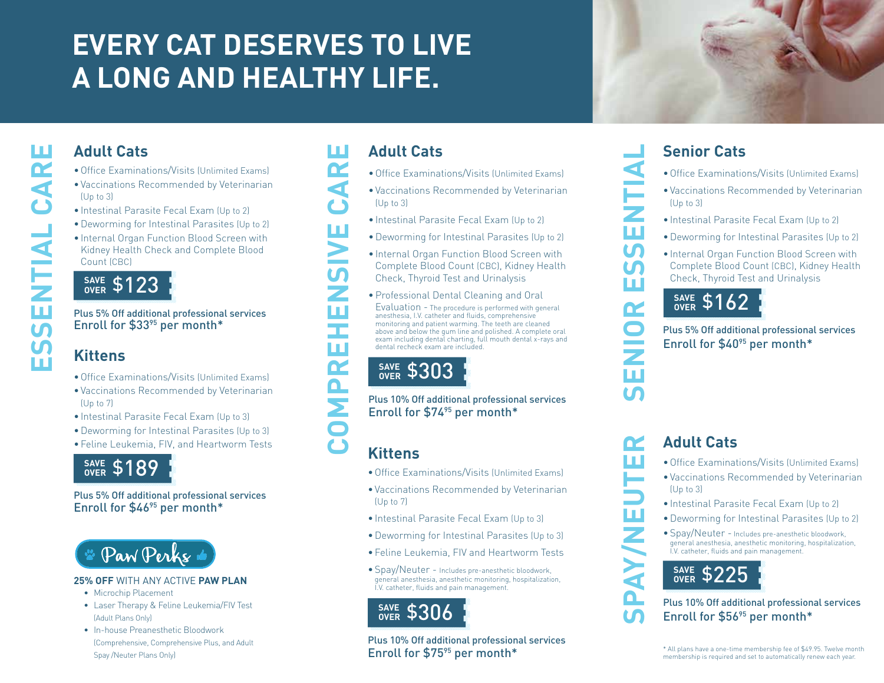# EVERY CAT DESERVES TO LIVE A LONG AND HEALTHY LIFE.

## ESSENTIAL CARE

### Adult Cats

- Office Examinations/Visits (Unlimited Exams)
- Vaccinations Recommended by Veterinarian (Up to 3)
- Intestinal Parasite Fecal Exam (Up to 2)
- Deworming for Intestinal Parasites (Up to 2)
- Internal Organ Function Blood Screen with Kidney Health Check and Complete Blood Count (CBC)

**SAVE OVER $123**

**Plus 5% Off additional professional services**
**Enroll for $33[95] per month***

### Kittens

- Office Examinations/Visits (Unlimited Exams)
- Vaccinations Recommended by Veterinarian (Up to 7)
- Intestinal Parasite Fecal Exam (Up to 3)
- Deworming for Intestinal Parasites (Up to 3)
- Feline Leukemia, FIV, and Heartworm Tests

**SAVE OVER $189**

**Plus 5% Off additional professional services**
**Enroll for $46[95] per month***

### Paw Perks

**25% OFF** WITH ANY ACTIVE **PAW PLAN**

- Microchip Placement
- Laser Therapy & Feline Leukemia/FIV Test (Adult Plans Only)
- In-house Preanesthetic Bloodwork (Comprehensive, Comprehensive Plus, and Adult Spay /Neuter Plans Only)

## COMPREHENSIVE CARE

### Adult Cats

- Office Examinations/Visits (Unlimited Exams)
- Vaccinations Recommended by Veterinarian (Up to 3)
- Intestinal Parasite Fecal Exam (Up to 2)
- Deworming for Intestinal Parasites (Up to 2)
- Internal Organ Function Blood Screen with Complete Blood Count (CBC), Kidney Health Check, Thyroid Test and Urinalysis
- Professional Dental Cleaning and Oral Evaluation - The procedure is performed with general anesthesia, I.V. catheter and fluids, comprehensive monitoring and patient warming. The teeth are cleaned above and below the gum line and polished. A complete oral exam including dental charting, full mouth dental x-rays and dental recheck exam are included.

**SAVE OVER $303**

**Plus 10% Off additional professional services**
**Enroll for $74[95] per month***

### Kittens

- Office Examinations/Visits (Unlimited Exams)
- Vaccinations Recommended by Veterinarian (Up to 7)
- Intestinal Parasite Fecal Exam (Up to 3)
- Deworming for Intestinal Parasites (Up to 3)
- Feline Leukemia, FIV and Heartworm Tests
- Spay/Neuter - Includes pre-anesthetic bloodwork, general anesthesia, anesthetic monitoring, hospitalization, I.V. catheter, fluids and pain management.

**SAVE OVER $306**

**Plus 10% Off additional professional services**
**Enroll for $75[95] per month***

## SENIOR ESSENTIAL

### Senior Cats

- Office Examinations/Visits (Unlimited Exams)
- Vaccinations Recommended by Veterinarian (Up to 3)
- Intestinal Parasite Fecal Exam (Up to 2)
- Deworming for Intestinal Parasites (Up to 2)
- Internal Organ Function Blood Screen with Complete Blood Count (CBC), Kidney Health Check, Thyroid Test and Urinalysis

**SAVE OVER $162**

**Plus 5% Off additional professional services**
**Enroll for $40[95] per month***

## SPAY/NEUTER

### Adult Cats

- Office Examinations/Visits (Unlimited Exams)
- Vaccinations Recommended by Veterinarian (Up to 3)
- Intestinal Parasite Fecal Exam (Up to 2)
- Deworming for Intestinal Parasites (Up to 2)
- Spay/Neuter - Includes pre-anesthetic bloodwork, general anesthesia, anesthetic monitoring, hospitalization, I.V. catheter, fluids and pain management.

**SAVE OVER $225**

**Plus 10% Off additional professional services**
**Enroll for $56[95] per month***

* All plans have a one-time membership fee of $49.95. Twelve month membership is required and set to automatically renew each year.